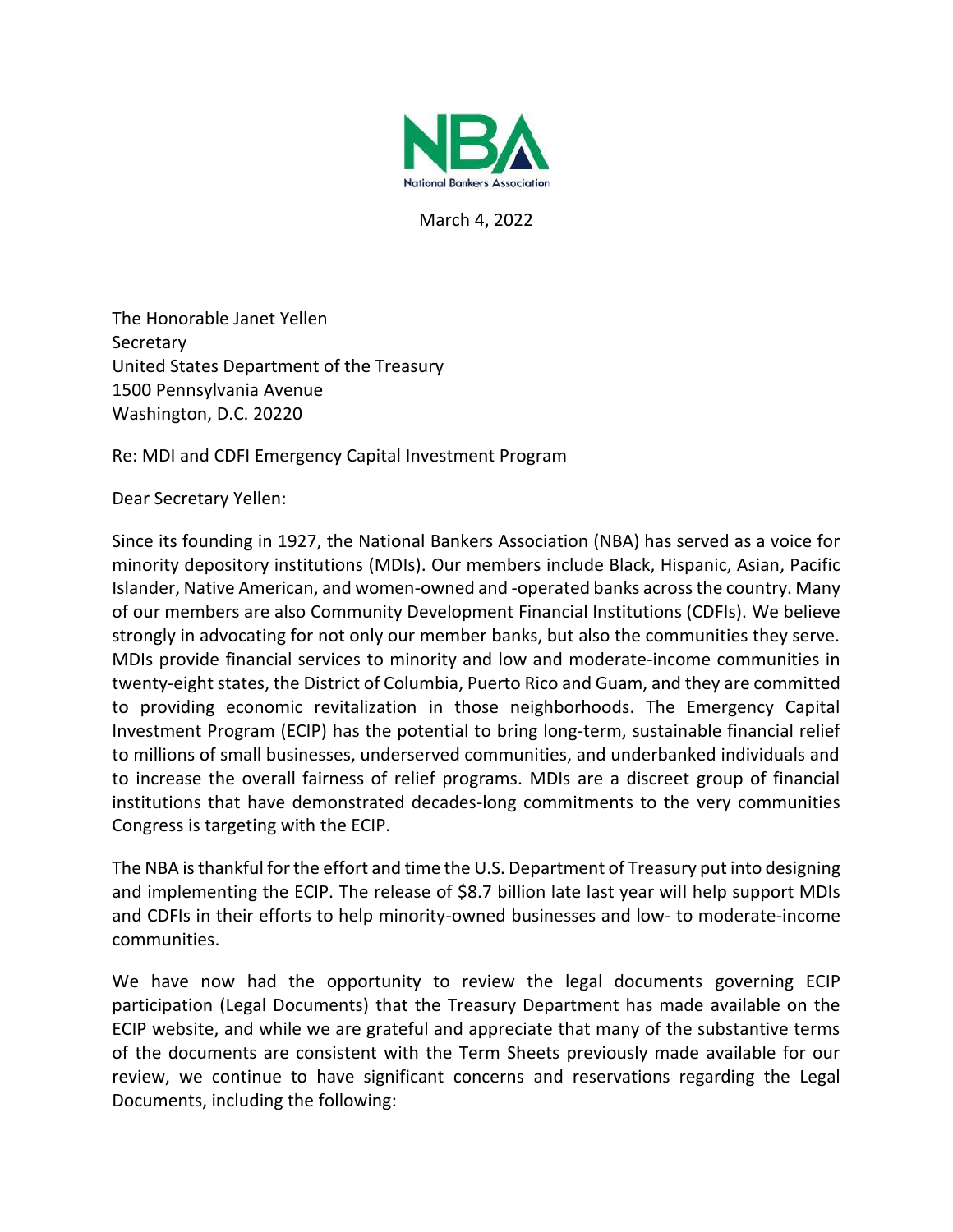NBA

National Bankers Association

March 4, 2022

The Honorable Janet Yellen
Secretary
United States Department of the Treasury
1500 Pennsylvania Avenue
Washington, D.C. 20220

Re: MDI and CDFI Emergency Capital Investment Program

Dear Secretary Yellen:

Since its founding in 1927, the National Bankers Association (NBA) has served as a voice for minority depository institutions (MDIs). Our members include Black, Hispanic, Asian, Pacific Islander, Native American, and women-owned and -operated banks across the country. Many of our members are also Community Development Financial Institutions (CDFIs). We believe strongly in advocating for not only our member banks, but also the communities they serve. MDIs provide financial services to minority and low and moderate-income communities in twenty-eight states, the District of Columbia, Puerto Rico and Guam, and they are committed to providing economic revitalization in those neighborhoods. The Emergency Capital Investment Program (ECIP) has the potential to bring long-term, sustainable financial relief to millions of small businesses, underserved communities, and underbanked individuals and to increase the overall fairness of relief programs. MDIs are a discreet group of financial institutions that have demonstrated decades-long commitments to the very communities Congress is targeting with the ECIP.

The NBA is thankful for the effort and time the U.S. Department of Treasury put into designing and implementing the ECIP. The release of $8.7 billion late last year will help support MDIs and CDFIs in their efforts to help minority-owned businesses and low- to moderate-income communities.

We have now had the opportunity to review the legal documents governing ECIP participation (Legal Documents) that the Treasury Department has made available on the ECIP website, and while we are grateful and appreciate that many of the substantive terms of the documents are consistent with the Term Sheets previously made available for our review, we continue to have significant concerns and reservations regarding the Legal Documents, including the following: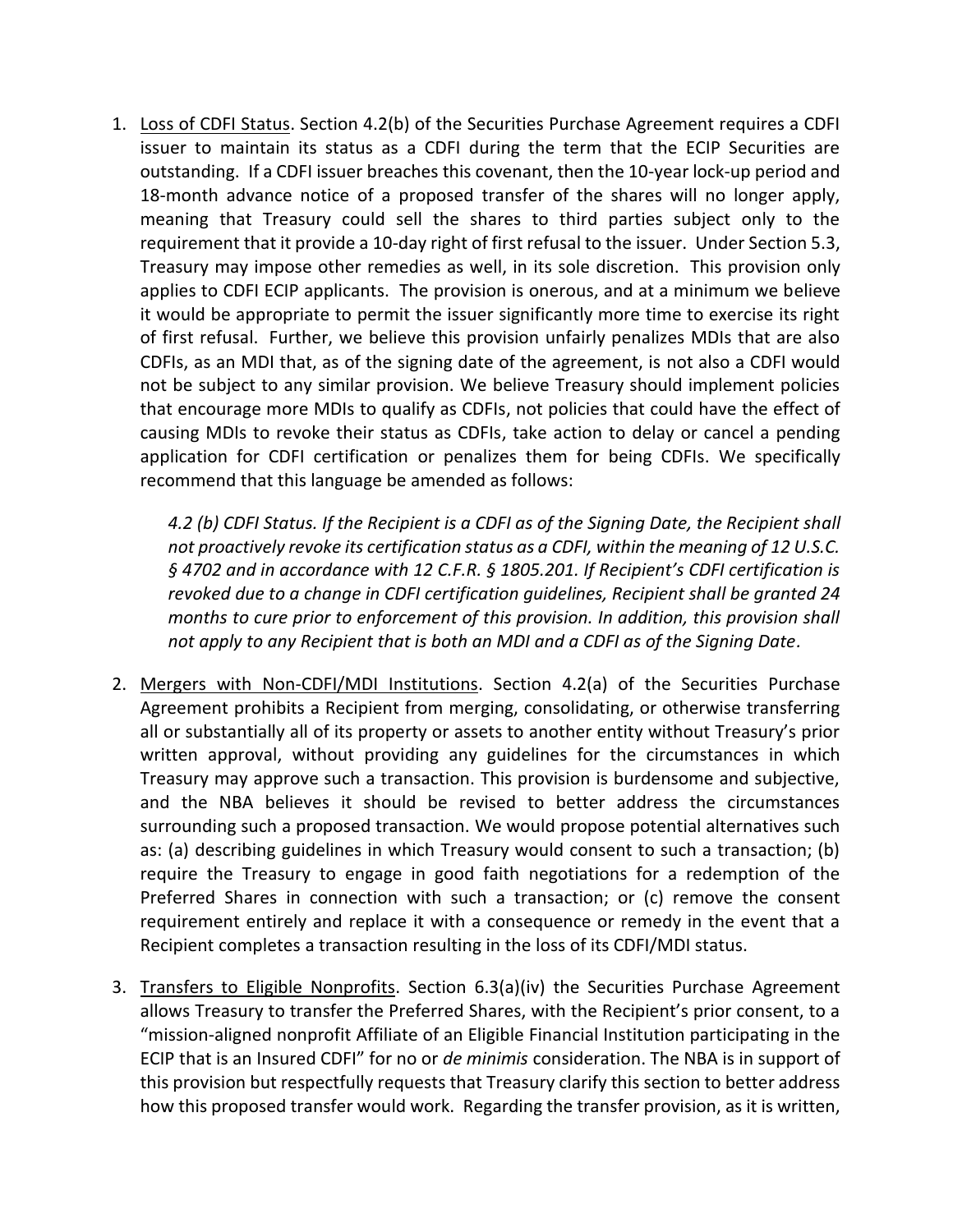1. <u>Loss of CDFI Status</u>. Section 4.2(b) of the Securities Purchase Agreement requires a CDFI issuer to maintain its status as a CDFI during the term that the ECIP Securities are outstanding. If a CDFI issuer breaches this covenant, then the 10-year lock-up period and 18-month advance notice of a proposed transfer of the shares will no longer apply, meaning that Treasury could sell the shares to third parties subject only to the requirement that it provide a 10-day right of first refusal to the issuer. Under Section 5.3, Treasury may impose other remedies as well, in its sole discretion. This provision only applies to CDFI ECIP applicants. The provision is onerous, and at a minimum we believe it would be appropriate to permit the issuer significantly more time to exercise its right of first refusal. Further, we believe this provision unfairly penalizes MDIs that are also CDFIs, as an MDI that, as of the signing date of the agreement, is not also a CDFI would not be subject to any similar provision. We believe Treasury should implement policies that encourage more MDIs to qualify as CDFIs, not policies that could have the effect of causing MDIs to revoke their status as CDFIs, take action to delay or cancel a pending application for CDFI certification or penalizes them for being CDFIs. We specifically recommend that this language be amended as follows:

   *4.2 (b) CDFI Status. If the Recipient is a CDFI as of the Signing Date, the Recipient shall not proactively revoke its certification status as a CDFI, within the meaning of 12 U.S.C. § 4702 and in accordance with 12 C.F.R. § 1805.201. If Recipient's CDFI certification is revoked due to a change in CDFI certification guidelines, Recipient shall be granted 24 months to cure prior to enforcement of this provision. In addition, this provision shall not apply to any Recipient that is both an MDI and a CDFI as of the Signing Date*.

2. <u>Mergers with Non-CDFI/MDI Institutions</u>. Section 4.2(a) of the Securities Purchase Agreement prohibits a Recipient from merging, consolidating, or otherwise transferring all or substantially all of its property or assets to another entity without Treasury's prior written approval, without providing any guidelines for the circumstances in which Treasury may approve such a transaction. This provision is burdensome and subjective, and the NBA believes it should be revised to better address the circumstances surrounding such a proposed transaction. We would propose potential alternatives such as: (a) describing guidelines in which Treasury would consent to such a transaction; (b) require the Treasury to engage in good faith negotiations for a redemption of the Preferred Shares in connection with such a transaction; or (c) remove the consent requirement entirely and replace it with a consequence or remedy in the event that a Recipient completes a transaction resulting in the loss of its CDFI/MDI status.

3. <u>Transfers to Eligible Nonprofits</u>. Section 6.3(a)(iv) the Securities Purchase Agreement allows Treasury to transfer the Preferred Shares, with the Recipient's prior consent, to a "mission-aligned nonprofit Affiliate of an Eligible Financial Institution participating in the ECIP that is an Insured CDFI" for no or *de minimis* consideration. The NBA is in support of this provision but respectfully requests that Treasury clarify this section to better address how this proposed transfer would work. Regarding the transfer provision, as it is written,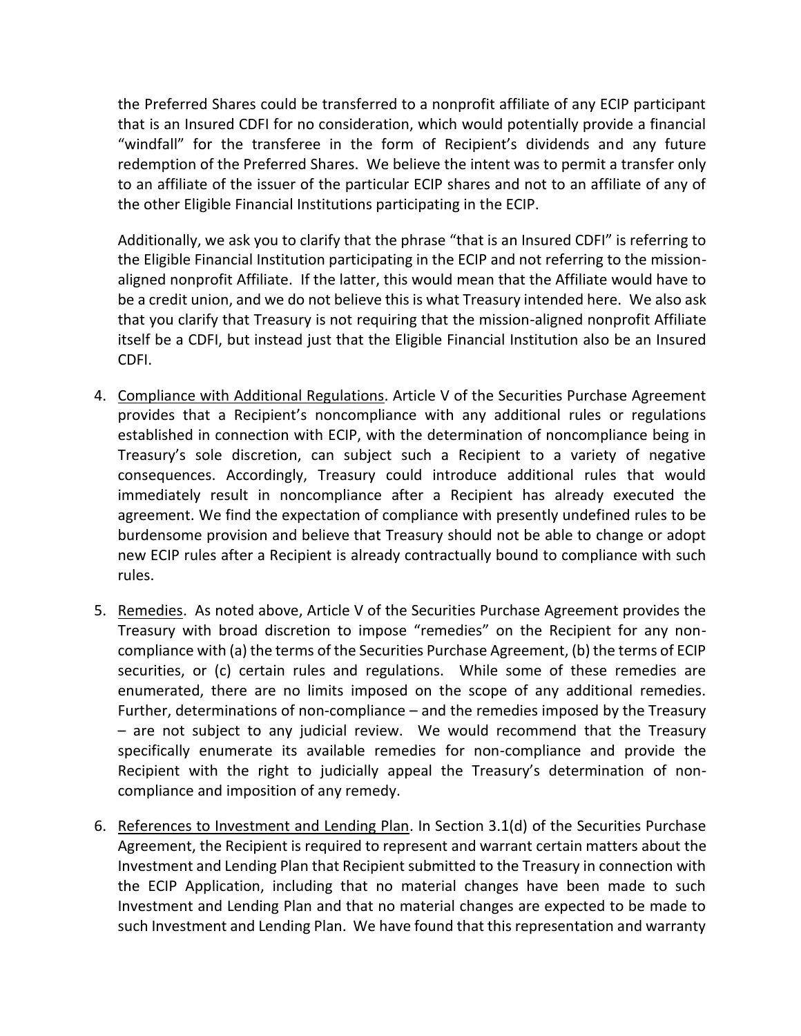the Preferred Shares could be transferred to a nonprofit affiliate of any ECIP participant that is an Insured CDFI for no consideration, which would potentially provide a financial "windfall" for the transferee in the form of Recipient's dividends and any future redemption of the Preferred Shares. We believe the intent was to permit a transfer only to an affiliate of the issuer of the particular ECIP shares and not to an affiliate of any of the other Eligible Financial Institutions participating in the ECIP.

Additionally, we ask you to clarify that the phrase "that is an Insured CDFI" is referring to the Eligible Financial Institution participating in the ECIP and not referring to the mission-aligned nonprofit Affiliate. If the latter, this would mean that the Affiliate would have to be a credit union, and we do not believe this is what Treasury intended here. We also ask that you clarify that Treasury is not requiring that the mission-aligned nonprofit Affiliate itself be a CDFI, but instead just that the Eligible Financial Institution also be an Insured CDFI.

4. Compliance with Additional Regulations. Article V of the Securities Purchase Agreement provides that a Recipient's noncompliance with any additional rules or regulations established in connection with ECIP, with the determination of noncompliance being in Treasury's sole discretion, can subject such a Recipient to a variety of negative consequences. Accordingly, Treasury could introduce additional rules that would immediately result in noncompliance after a Recipient has already executed the agreement. We find the expectation of compliance with presently undefined rules to be burdensome provision and believe that Treasury should not be able to change or adopt new ECIP rules after a Recipient is already contractually bound to compliance with such rules.

5. Remedies. As noted above, Article V of the Securities Purchase Agreement provides the Treasury with broad discretion to impose "remedies" on the Recipient for any non-compliance with (a) the terms of the Securities Purchase Agreement, (b) the terms of ECIP securities, or (c) certain rules and regulations. While some of these remedies are enumerated, there are no limits imposed on the scope of any additional remedies. Further, determinations of non-compliance – and the remedies imposed by the Treasury – are not subject to any judicial review. We would recommend that the Treasury specifically enumerate its available remedies for non-compliance and provide the Recipient with the right to judicially appeal the Treasury's determination of non-compliance and imposition of any remedy.

6. References to Investment and Lending Plan. In Section 3.1(d) of the Securities Purchase Agreement, the Recipient is required to represent and warrant certain matters about the Investment and Lending Plan that Recipient submitted to the Treasury in connection with the ECIP Application, including that no material changes have been made to such Investment and Lending Plan and that no material changes are expected to be made to such Investment and Lending Plan. We have found that this representation and warranty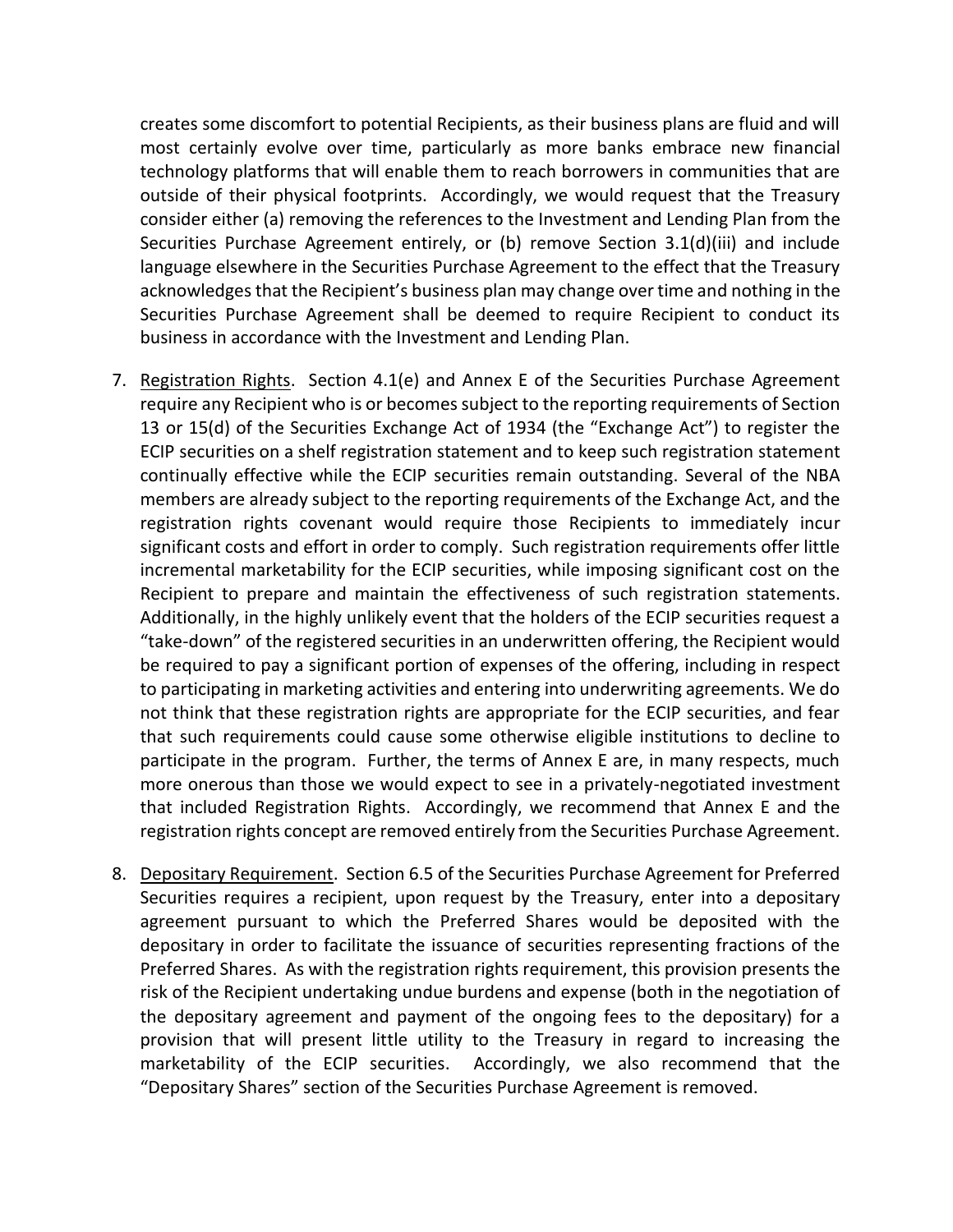creates some discomfort to potential Recipients, as their business plans are fluid and will most certainly evolve over time, particularly as more banks embrace new financial technology platforms that will enable them to reach borrowers in communities that are outside of their physical footprints. Accordingly, we would request that the Treasury consider either (a) removing the references to the Investment and Lending Plan from the Securities Purchase Agreement entirely, or (b) remove Section 3.1(d)(iii) and include language elsewhere in the Securities Purchase Agreement to the effect that the Treasury acknowledges that the Recipient's business plan may change over time and nothing in the Securities Purchase Agreement shall be deemed to require Recipient to conduct its business in accordance with the Investment and Lending Plan.

7. Registration Rights. Section 4.1(e) and Annex E of the Securities Purchase Agreement require any Recipient who is or becomes subject to the reporting requirements of Section 13 or 15(d) of the Securities Exchange Act of 1934 (the "Exchange Act") to register the ECIP securities on a shelf registration statement and to keep such registration statement continually effective while the ECIP securities remain outstanding. Several of the NBA members are already subject to the reporting requirements of the Exchange Act, and the registration rights covenant would require those Recipients to immediately incur significant costs and effort in order to comply. Such registration requirements offer little incremental marketability for the ECIP securities, while imposing significant cost on the Recipient to prepare and maintain the effectiveness of such registration statements. Additionally, in the highly unlikely event that the holders of the ECIP securities request a "take-down" of the registered securities in an underwritten offering, the Recipient would be required to pay a significant portion of expenses of the offering, including in respect to participating in marketing activities and entering into underwriting agreements. We do not think that these registration rights are appropriate for the ECIP securities, and fear that such requirements could cause some otherwise eligible institutions to decline to participate in the program. Further, the terms of Annex E are, in many respects, much more onerous than those we would expect to see in a privately-negotiated investment that included Registration Rights. Accordingly, we recommend that Annex E and the registration rights concept are removed entirely from the Securities Purchase Agreement.

8. Depositary Requirement. Section 6.5 of the Securities Purchase Agreement for Preferred Securities requires a recipient, upon request by the Treasury, enter into a depositary agreement pursuant to which the Preferred Shares would be deposited with the depositary in order to facilitate the issuance of securities representing fractions of the Preferred Shares. As with the registration rights requirement, this provision presents the risk of the Recipient undertaking undue burdens and expense (both in the negotiation of the depositary agreement and payment of the ongoing fees to the depositary) for a provision that will present little utility to the Treasury in regard to increasing the marketability of the ECIP securities. Accordingly, we also recommend that the "Depositary Shares" section of the Securities Purchase Agreement is removed.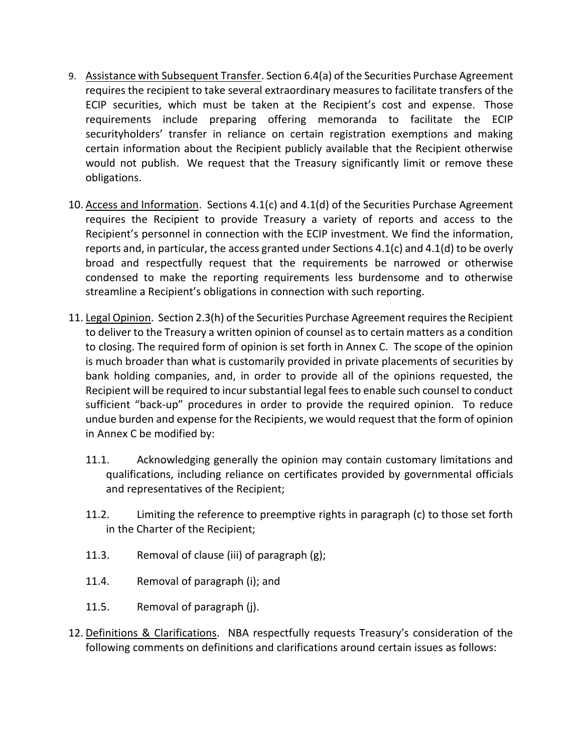9. <u>Assistance with Subsequent Transfer</u>. Section 6.4(a) of the Securities Purchase Agreement requires the recipient to take several extraordinary measures to facilitate transfers of the ECIP securities, which must be taken at the Recipient's cost and expense. Those requirements include preparing offering memoranda to facilitate the ECIP securityholders' transfer in reliance on certain registration exemptions and making certain information about the Recipient publicly available that the Recipient otherwise would not publish. We request that the Treasury significantly limit or remove these obligations.

10. <u>Access and Information</u>. Sections 4.1(c) and 4.1(d) of the Securities Purchase Agreement requires the Recipient to provide Treasury a variety of reports and access to the Recipient's personnel in connection with the ECIP investment. We find the information, reports and, in particular, the access granted under Sections 4.1(c) and 4.1(d) to be overly broad and respectfully request that the requirements be narrowed or otherwise condensed to make the reporting requirements less burdensome and to otherwise streamline a Recipient's obligations in connection with such reporting.

11. <u>Legal Opinion</u>. Section 2.3(h) of the Securities Purchase Agreement requires the Recipient to deliver to the Treasury a written opinion of counsel as to certain matters as a condition to closing. The required form of opinion is set forth in Annex C. The scope of the opinion is much broader than what is customarily provided in private placements of securities by bank holding companies, and, in order to provide all of the opinions requested, the Recipient will be required to incur substantial legal fees to enable such counsel to conduct sufficient "back-up" procedures in order to provide the required opinion. To reduce undue burden and expense for the Recipients, we would request that the form of opinion in Annex C be modified by:

    11.1. Acknowledging generally the opinion may contain customary limitations and qualifications, including reliance on certificates provided by governmental officials and representatives of the Recipient;

    11.2. Limiting the reference to preemptive rights in paragraph (c) to those set forth in the Charter of the Recipient;

    11.3. Removal of clause (iii) of paragraph (g);

    11.4. Removal of paragraph (i); and

    11.5. Removal of paragraph (j).

12. <u>Definitions & Clarifications</u>. NBA respectfully requests Treasury's consideration of the following comments on definitions and clarifications around certain issues as follows: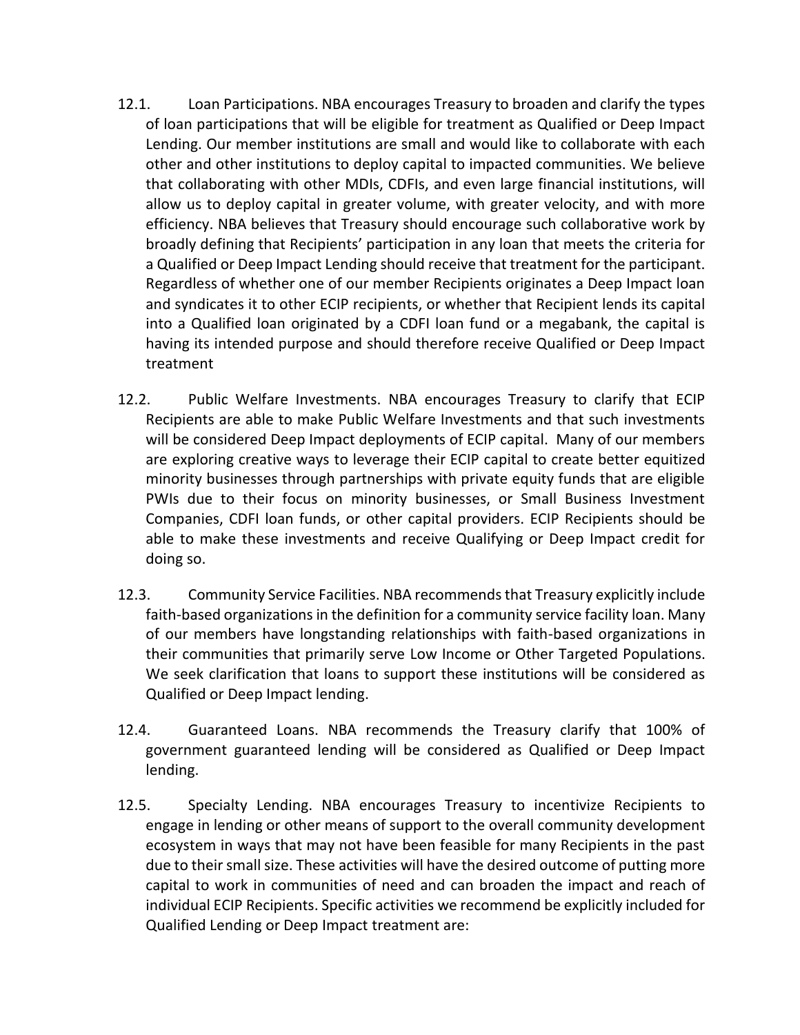12.1. Loan Participations. NBA encourages Treasury to broaden and clarify the types of loan participations that will be eligible for treatment as Qualified or Deep Impact Lending. Our member institutions are small and would like to collaborate with each other and other institutions to deploy capital to impacted communities. We believe that collaborating with other MDIs, CDFIs, and even large financial institutions, will allow us to deploy capital in greater volume, with greater velocity, and with more efficiency. NBA believes that Treasury should encourage such collaborative work by broadly defining that Recipients' participation in any loan that meets the criteria for a Qualified or Deep Impact Lending should receive that treatment for the participant. Regardless of whether one of our member Recipients originates a Deep Impact loan and syndicates it to other ECIP recipients, or whether that Recipient lends its capital into a Qualified loan originated by a CDFI loan fund or a megabank, the capital is having its intended purpose and should therefore receive Qualified or Deep Impact treatment

12.2. Public Welfare Investments. NBA encourages Treasury to clarify that ECIP Recipients are able to make Public Welfare Investments and that such investments will be considered Deep Impact deployments of ECIP capital. Many of our members are exploring creative ways to leverage their ECIP capital to create better equitized minority businesses through partnerships with private equity funds that are eligible PWIs due to their focus on minority businesses, or Small Business Investment Companies, CDFI loan funds, or other capital providers. ECIP Recipients should be able to make these investments and receive Qualifying or Deep Impact credit for doing so.

12.3. Community Service Facilities. NBA recommends that Treasury explicitly include faith-based organizations in the definition for a community service facility loan. Many of our members have longstanding relationships with faith-based organizations in their communities that primarily serve Low Income or Other Targeted Populations. We seek clarification that loans to support these institutions will be considered as Qualified or Deep Impact lending.

12.4. Guaranteed Loans. NBA recommends the Treasury clarify that 100% of government guaranteed lending will be considered as Qualified or Deep Impact lending.

12.5. Specialty Lending. NBA encourages Treasury to incentivize Recipients to engage in lending or other means of support to the overall community development ecosystem in ways that may not have been feasible for many Recipients in the past due to their small size. These activities will have the desired outcome of putting more capital to work in communities of need and can broaden the impact and reach of individual ECIP Recipients. Specific activities we recommend be explicitly included for Qualified Lending or Deep Impact treatment are: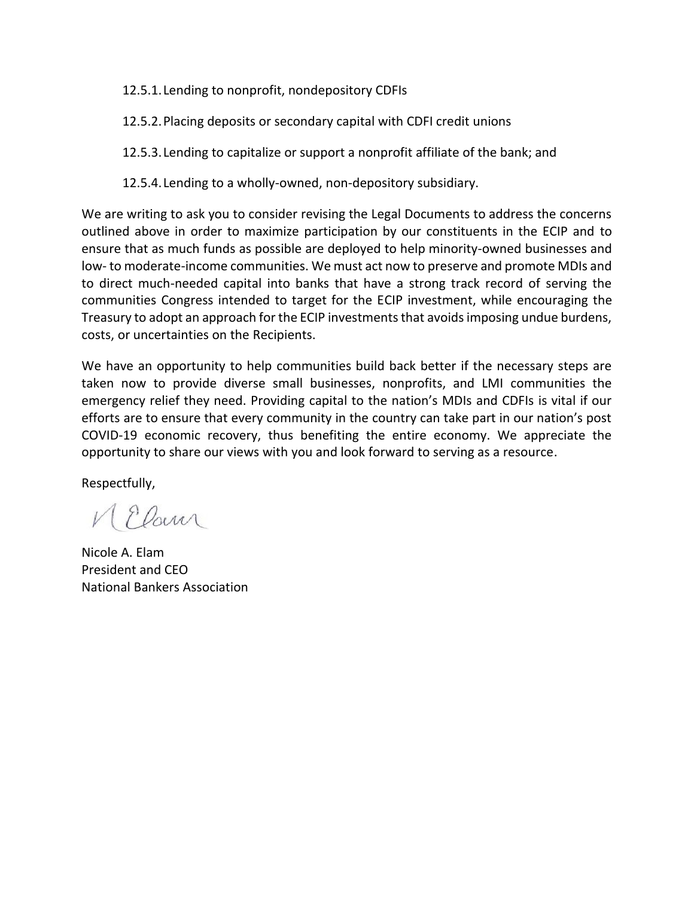12.5.1. Lending to nonprofit, nondepository CDFIs

12.5.2. Placing deposits or secondary capital with CDFI credit unions

12.5.3. Lending to capitalize or support a nonprofit affiliate of the bank; and

12.5.4. Lending to a wholly-owned, non-depository subsidiary.

We are writing to ask you to consider revising the Legal Documents to address the concerns outlined above in order to maximize participation by our constituents in the ECIP and to ensure that as much funds as possible are deployed to help minority-owned businesses and low- to moderate-income communities. We must act now to preserve and promote MDIs and to direct much-needed capital into banks that have a strong track record of serving the communities Congress intended to target for the ECIP investment, while encouraging the Treasury to adopt an approach for the ECIP investments that avoids imposing undue burdens, costs, or uncertainties on the Recipients.

We have an opportunity to help communities build back better if the necessary steps are taken now to provide diverse small businesses, nonprofits, and LMI communities the emergency relief they need. Providing capital to the nation's MDIs and CDFIs is vital if our efforts are to ensure that every community in the country can take part in our nation's post COVID-19 economic recovery, thus benefiting the entire economy. We appreciate the opportunity to share our views with you and look forward to serving as a resource.

Respectfully,

N Elam

Nicole A. Elam
President and CEO
National Bankers Association